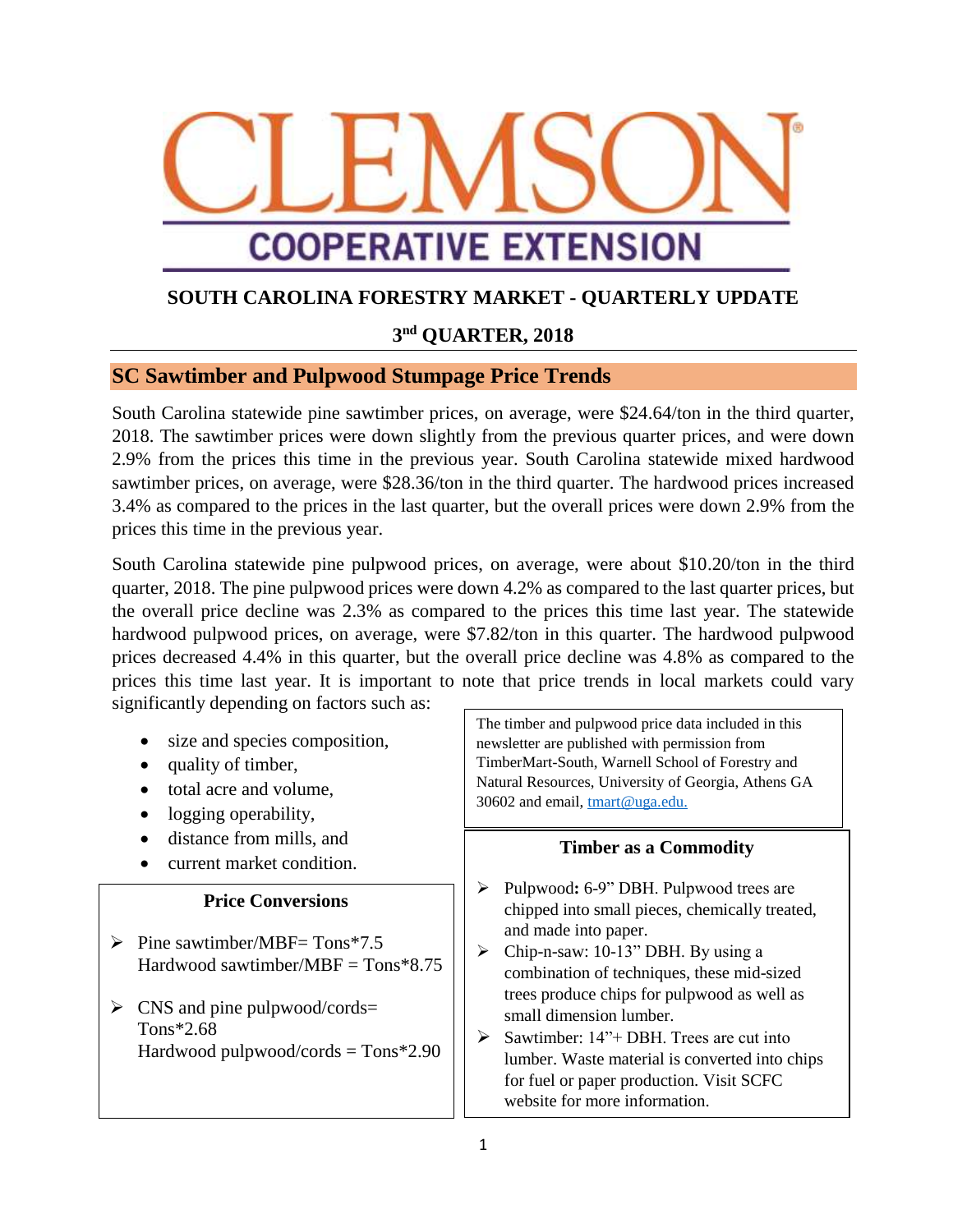CLEMSON

COOPERATIVE EXTENSION

# SOUTH CAROLINA FORESTRY MARKET - QUARTERLY UPDATE

## 3rd QUARTER, 2018

## SC Sawtimber and Pulpwood Stumpage Price Trends

South Carolina statewide pine sawtimber prices, on average, were $24.64/ton in the third quarter, 2018. The sawtimber prices were down slightly from the previous quarter prices, and were down 2.9% from the prices this time in the previous year. South Carolina statewide mixed hardwood sawtimber prices, on average, were $28.36/ton in the third quarter. The hardwood prices increased 3.4% as compared to the prices in the last quarter, but the overall prices were down 2.9% from the prices this time in the previous year.

South Carolina statewide pine pulpwood prices, on average, were about $10.20/ton in the third quarter, 2018. The pine pulpwood prices were down 4.2% as compared to the last quarter prices, but the overall price decline was 2.3% as compared to the prices this time last year. The statewide hardwood pulpwood prices, on average, were $7.82/ton in this quarter. The hardwood pulpwood prices decreased 4.4% in this quarter, but the overall price decline was 4.8% as compared to the prices this time last year. It is important to note that price trends in local markets could vary significantly depending on factors such as:

- size and species composition,
- quality of timber,
- total acre and volume,
- logging operability,
- distance from mills, and
- current market condition.

The timber and pulpwood price data included in this newsletter are published with permission from TimberMart-South, Warnell School of Forestry and Natural Resources, University of Georgia, Athens GA 30602 and email, tmart@uga.edu.

### Price Conversions

- Pine sawtimber/MBF= Tons*7.5
  Hardwood sawtimber/MBF = Tons*8.75
- CNS and pine pulpwood/cords= Tons*2.68
  Hardwood pulpwood/cords = Tons*2.90

### Timber as a Commodity

- **Pulpwood:** 6-9" DBH. Pulpwood trees are chipped into small pieces, chemically treated, and made into paper.
- Chip-n-saw: 10-13" DBH. By using a combination of techniques, these mid-sized trees produce chips for pulpwood as well as small dimension lumber.
- Sawtimber: 14"+ DBH. Trees are cut into lumber. Waste material is converted into chips for fuel or paper production. Visit SCFC website for more information.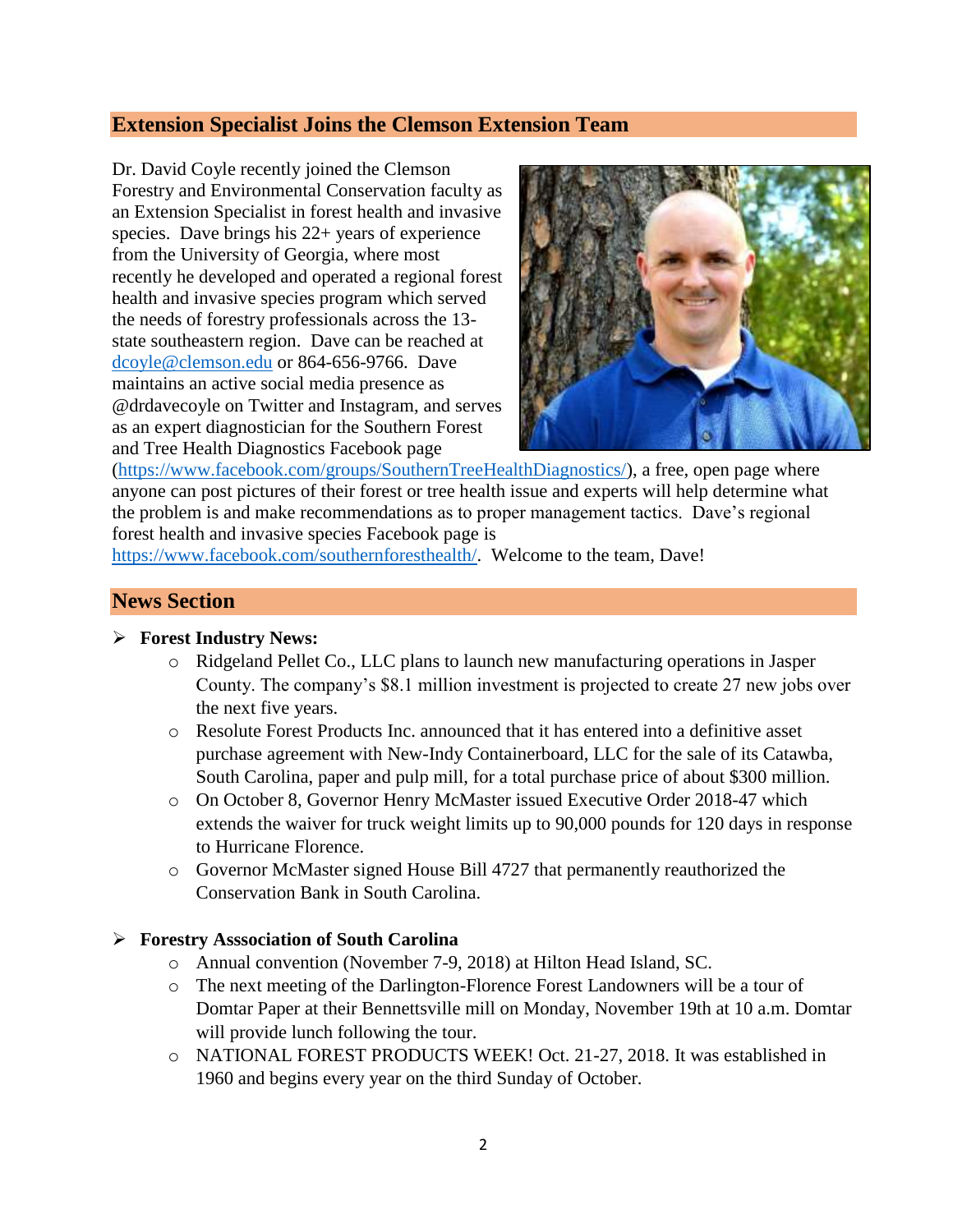## Extension Specialist Joins the Clemson Extension Team

Dr. David Coyle recently joined the Clemson Forestry and Environmental Conservation faculty as an Extension Specialist in forest health and invasive species. Dave brings his 22+ years of experience from the University of Georgia, where most recently he developed and operated a regional forest health and invasive species program which served the needs of forestry professionals across the 13-state southeastern region. Dave can be reached at [dcoyle@clemson.edu](mailto:dcoyle@clemson.edu) or 864-656-9766. Dave maintains an active social media presence as @drdavecoyle on Twitter and Instagram, and serves as an expert diagnostician for the Southern Forest and Tree Health Diagnostics Facebook page ([https://www.facebook.com/groups/SouthernTreeHealthDiagnostics/](https://www.facebook.com/groups/SouthernTreeHealthDiagnostics/)), a free, open page where anyone can post pictures of their forest or tree health issue and experts will help determine what the problem is and make recommendations as to proper management tactics. Dave's regional forest health and invasive species Facebook page is [https://www.facebook.com/southernforesthealth/](https://www.facebook.com/southernforesthealth/). Welcome to the team, Dave!

## News Section

- **Forest Industry News:**
  - Ridgeland Pellet Co., LLC plans to launch new manufacturing operations in Jasper County. The company's $8.1 million investment is projected to create 27 new jobs over the next five years.
  - Resolute Forest Products Inc. announced that it has entered into a definitive asset purchase agreement with New-Indy Containerboard, LLC for the sale of its Catawba, South Carolina, paper and pulp mill, for a total purchase price of about $300 million.
  - On October 8, Governor Henry McMaster issued Executive Order 2018-47 which extends the waiver for truck weight limits up to 90,000 pounds for 120 days in response to Hurricane Florence.
  - Governor McMaster signed House Bill 4727 that permanently reauthorized the Conservation Bank in South Carolina.

- **Forestry Asssociation of South Carolina**
  - Annual convention (November 7-9, 2018) at Hilton Head Island, SC.
  - The next meeting of the Darlington-Florence Forest Landowners will be a tour of Domtar Paper at their Bennettsville mill on Monday, November 19th at 10 a.m. Domtar will provide lunch following the tour.
  - NATIONAL FOREST PRODUCTS WEEK! Oct. 21-27, 2018. It was established in 1960 and begins every year on the third Sunday of October.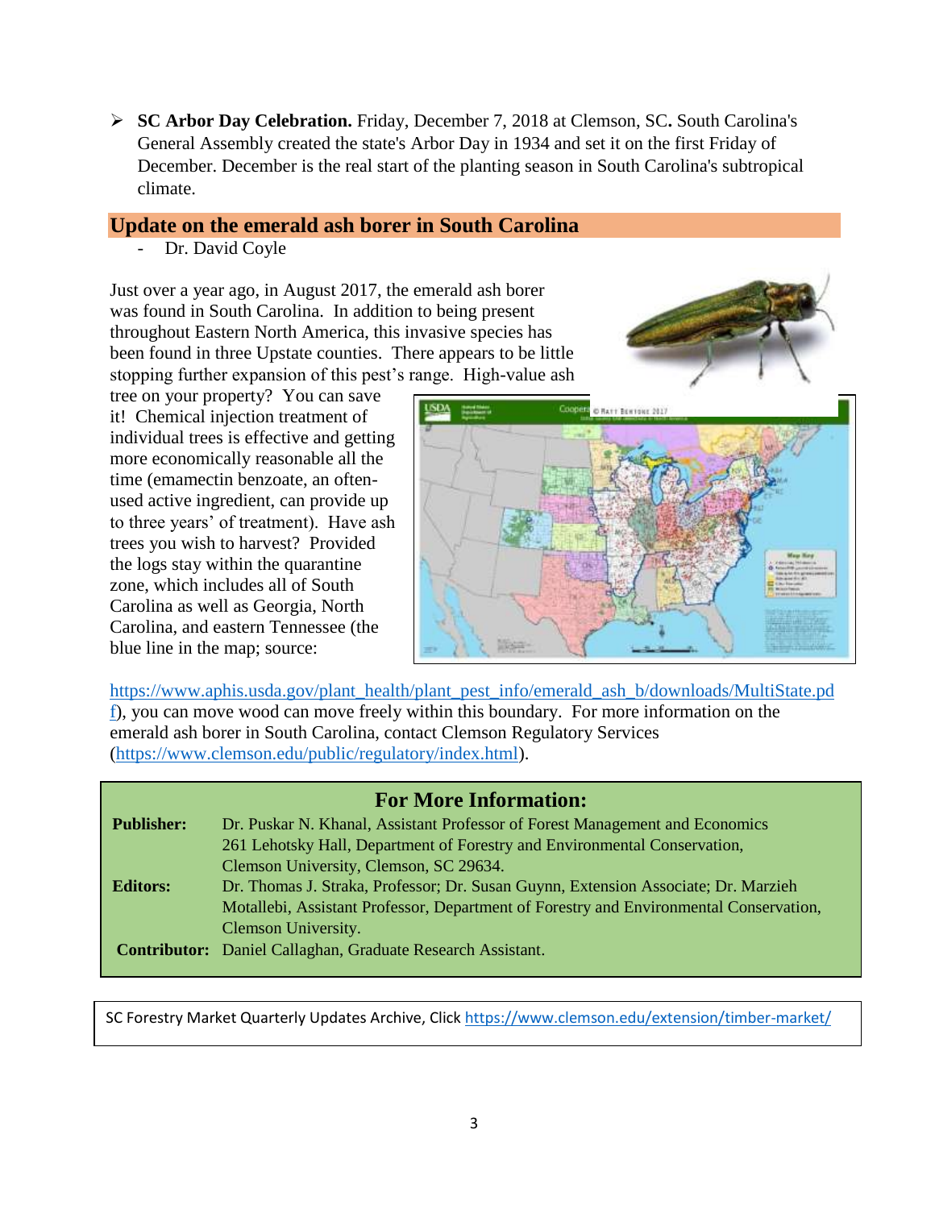- **SC Arbor Day Celebration.** Friday, December 7, 2018 at Clemson, SC**.** South Carolina's General Assembly created the state's Arbor Day in 1934 and set it on the first Friday of December. December is the real start of the planting season in South Carolina's subtropical climate.

## Update on the emerald ash borer in South Carolina

- Dr. David Coyle

Just over a year ago, in August 2017, the emerald ash borer was found in South Carolina. In addition to being present throughout Eastern North America, this invasive species has been found in three Upstate counties. There appears to be little stopping further expansion of this pest's range. High-value ash tree on your property? You can save it! Chemical injection treatment of individual trees is effective and getting more economically reasonable all the time (emamectin benzoate, an often-used active ingredient, can provide up to three years' of treatment). Have ash trees you wish to harvest? Provided the logs stay within the quarantine zone, which includes all of South Carolina as well as Georgia, North Carolina, and eastern Tennessee (the blue line in the map; source: https://www.aphis.usda.gov/plant_health/plant_pest_info/emerald_ash_b/downloads/MultiState.pdf), you can move wood can move freely within this boundary. For more information on the emerald ash borer in South Carolina, contact Clemson Regulatory Services (https://www.clemson.edu/public/regulatory/index.html).

## For More Information:

| | |
|---|---|
| **Publisher:** | Dr. Puskar N. Khanal, Assistant Professor of Forest Management and Economics 261 Lehotsky Hall, Department of Forestry and Environmental Conservation, Clemson University, Clemson, SC 29634. |
| **Editors:** | Dr. Thomas J. Straka, Professor; Dr. Susan Guynn, Extension Associate; Dr. Marzieh Motallebi, Assistant Professor, Department of Forestry and Environmental Conservation, Clemson University. |
| **Contributor:** | Daniel Callaghan, Graduate Research Assistant. |

SC Forestry Market Quarterly Updates Archive, Click https://www.clemson.edu/extension/timber-market/